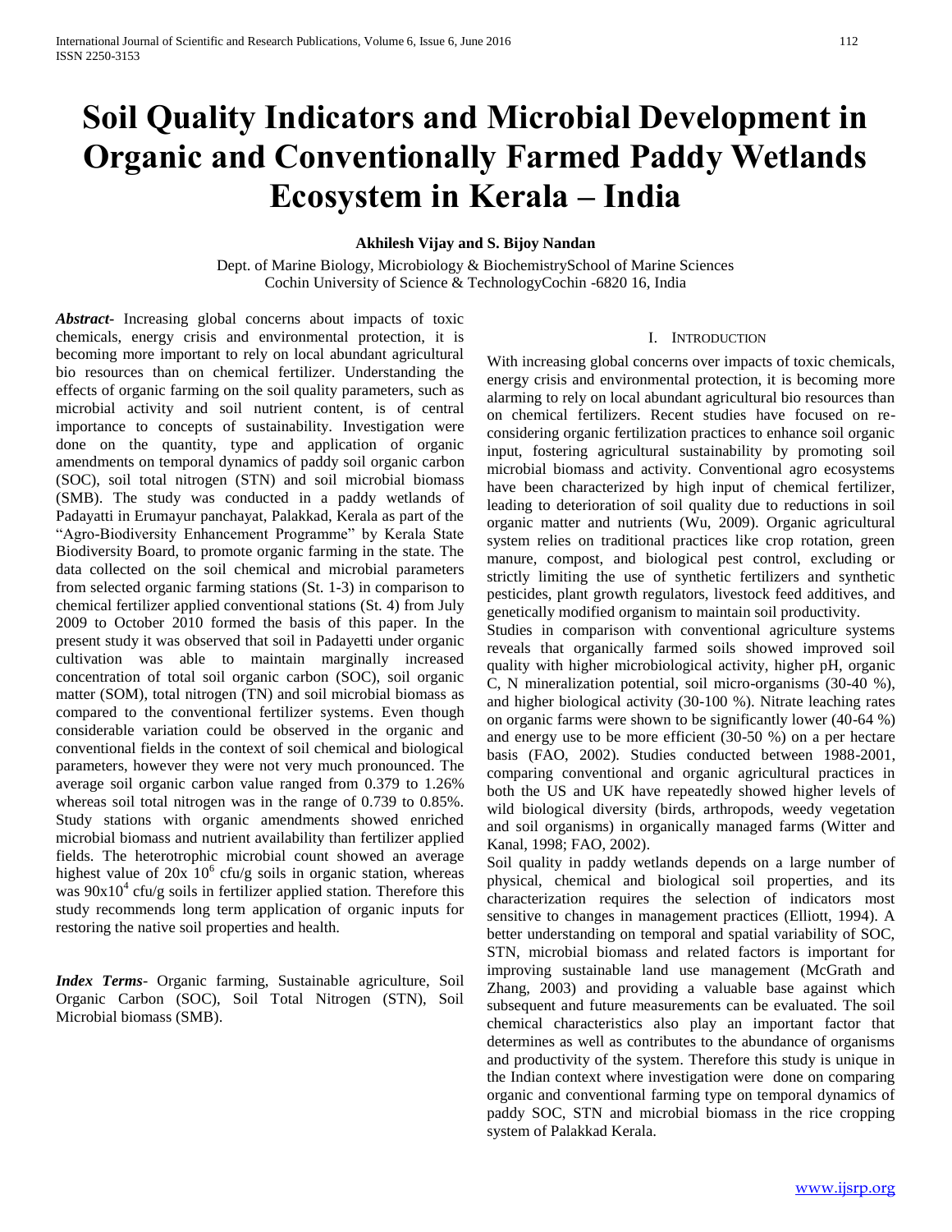# Soil Quality Indicators and Microbial Development in Organic and Conventionally Farmed Paddy Wetlands Ecosystem in Kerala – India

**Akhilesh Vijay and S. Bijoy Nandan**

Dept. of Marine Biology, Microbiology & BiochemistrySchool of Marine Sciences
Cochin University of Science & TechnologyCochin -6820 16, India

***Abstract***- Increasing global concerns about impacts of toxic chemicals, energy crisis and environmental protection, it is becoming more important to rely on local abundant agricultural bio resources than on chemical fertilizer. Understanding the effects of organic farming on the soil quality parameters, such as microbial activity and soil nutrient content, is of central importance to concepts of sustainability. Investigation were done on the quantity, type and application of organic amendments on temporal dynamics of paddy soil organic carbon (SOC), soil total nitrogen (STN) and soil microbial biomass (SMB). The study was conducted in a paddy wetlands of Padayatti in Erumayur panchayat, Palakkad, Kerala as part of the "Agro-Biodiversity Enhancement Programme" by Kerala State Biodiversity Board, to promote organic farming in the state. The data collected on the soil chemical and microbial parameters from selected organic farming stations (St. 1-3) in comparison to chemical fertilizer applied conventional stations (St. 4) from July 2009 to October 2010 formed the basis of this paper. In the present study it was observed that soil in Padayetti under organic cultivation was able to maintain marginally increased concentration of total soil organic carbon (SOC), soil organic matter (SOM), total nitrogen (TN) and soil microbial biomass as compared to the conventional fertilizer systems. Even though considerable variation could be observed in the organic and conventional fields in the context of soil chemical and biological parameters, however they were not very much pronounced. The average soil organic carbon value ranged from 0.379 to 1.26% whereas soil total nitrogen was in the range of 0.739 to 0.85%. Study stations with organic amendments showed enriched microbial biomass and nutrient availability than fertilizer applied fields. The heterotrophic microbial count showed an average highest value of $20 \times 10^{6}$ cfu/g soils in organic station, whereas was $90 \times 10^{4}$ cfu/g soils in fertilizer applied station. Therefore this study recommends long term application of organic inputs for restoring the native soil properties and health.

***Index Terms***- Organic farming, Sustainable agriculture, Soil Organic Carbon (SOC), Soil Total Nitrogen (STN), Soil Microbial biomass (SMB).

## I. Introduction

With increasing global concerns over impacts of toxic chemicals, energy crisis and environmental protection, it is becoming more alarming to rely on local abundant agricultural bio resources than on chemical fertilizers. Recent studies have focused on re-considering organic fertilization practices to enhance soil organic input, fostering agricultural sustainability by promoting soil microbial biomass and activity. Conventional agro ecosystems have been characterized by high input of chemical fertilizer, leading to deterioration of soil quality due to reductions in soil organic matter and nutrients (Wu, 2009). Organic agricultural system relies on traditional practices like crop rotation, green manure, compost, and biological pest control, excluding or strictly limiting the use of synthetic fertilizers and synthetic pesticides, plant growth regulators, livestock feed additives, and genetically modified organism to maintain soil productivity.

Studies in comparison with conventional agriculture systems reveals that organically farmed soils showed improved soil quality with higher microbiological activity, higher pH, organic C, N mineralization potential, soil micro-organisms (30-40 %), and higher biological activity (30-100 %). Nitrate leaching rates on organic farms were shown to be significantly lower (40-64 %) and energy use to be more efficient (30-50 %) on a per hectare basis (FAO, 2002). Studies conducted between 1988-2001, comparing conventional and organic agricultural practices in both the US and UK have repeatedly showed higher levels of wild biological diversity (birds, arthropods, weedy vegetation and soil organisms) in organically managed farms (Witter and Kanal, 1998; FAO, 2002).

Soil quality in paddy wetlands depends on a large number of physical, chemical and biological soil properties, and its characterization requires the selection of indicators most sensitive to changes in management practices (Elliott, 1994). A better understanding on temporal and spatial variability of SOC, STN, microbial biomass and related factors is important for improving sustainable land use management (McGrath and Zhang, 2003) and providing a valuable base against which subsequent and future measurements can be evaluated. The soil chemical characteristics also play an important factor that determines as well as contributes to the abundance of organisms and productivity of the system. Therefore this study is unique in the Indian context where investigation were done on comparing organic and conventional farming type on temporal dynamics of paddy SOC, STN and microbial biomass in the rice cropping system of Palakkad Kerala.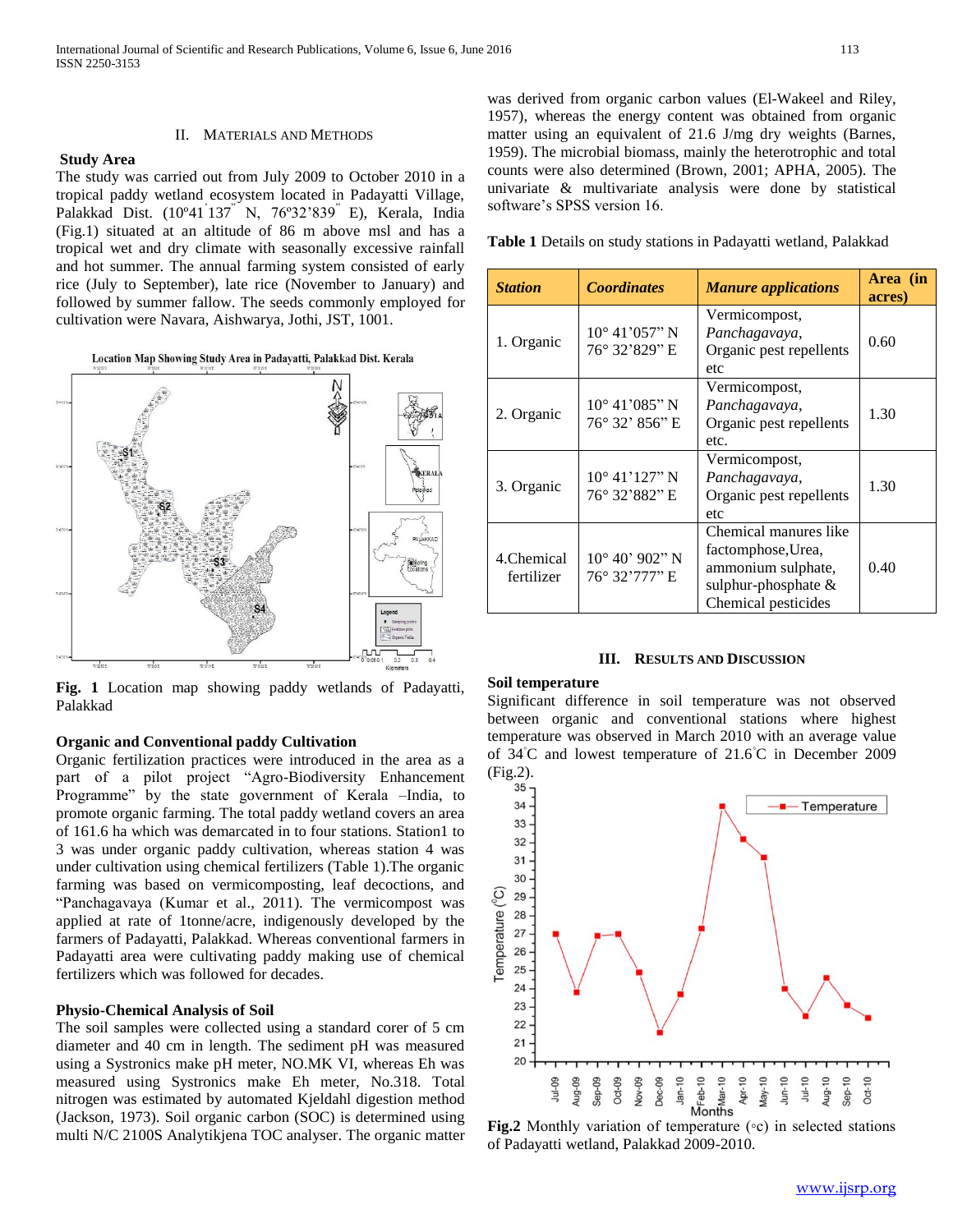## II. MATERIALS AND METHODS

**Study Area**

The study was carried out from July 2009 to October 2010 in a tropical paddy wetland ecosystem located in Padayatti Village, Palakkad Dist. (10º41ˋ137ˋˋ N, 76º32'839ˋˋ E), Kerala, India (Fig.1) situated at an altitude of 86 m above msl and has a tropical wet and dry climate with seasonally excessive rainfall and hot summer. The annual farming system consisted of early rice (July to September), late rice (November to January) and followed by summer fallow. The seeds commonly employed for cultivation were Navara, Aishwarya, Jothi, JST, 1001.

Location Map Showing Study Area in Padayatti, Palakkad Dist. Kerala

N

S1

S2

S3

S4

INDIA

KERALA

Palakkad

PALAKKAD

Sampling Locations

Legend

0 0.05 0.1 0.2 0.3 0.4

Kilometers

**Fig. 1** Location map showing paddy wetlands of Padayatti, Palakkad

**Organic and Conventional paddy Cultivation**

Organic fertilization practices were introduced in the area as a part of a pilot project "Agro-Biodiversity Enhancement Programme" by the state government of Kerala –India, to promote organic farming. The total paddy wetland covers an area of 161.6 ha which was demarcated in to four stations. Station1 to 3 was under organic paddy cultivation, whereas station 4 was under cultivation using chemical fertilizers (Table 1).The organic farming was based on vermicomposting, leaf decoctions, and "Panchagavaya (Kumar et al., 2011). The vermicompost was applied at rate of 1tonne/acre, indigenously developed by the farmers of Padayatti, Palakkad. Whereas conventional farmers in Padayatti area were cultivating paddy making use of chemical fertilizers which was followed for decades.

**Physio-Chemical Analysis of Soil**

The soil samples were collected using a standard corer of 5 cm diameter and 40 cm in length. The sediment pH was measured using a Systronics make pH meter, NO.MK VI, whereas Eh was measured using Systronics make Eh meter, No.318. Total nitrogen was estimated by automated Kjeldahl digestion method (Jackson, 1973). Soil organic carbon (SOC) is determined using multi N/C 2100S Analytikjena TOC analyser. The organic matter was derived from organic carbon values (El-Wakeel and Riley, 1957), whereas the energy content was obtained from organic matter using an equivalent of 21.6 J/mg dry weights (Barnes, 1959). The microbial biomass, mainly the heterotrophic and total counts were also determined (Brown, 2001; APHA, 2005). The univariate & multivariate analysis were done by statistical software's SPSS version 16.

**Table 1** Details on study stations in Padayatti wetland, Palakkad

| *Station* | *Coordinates* | *Manure applications* | Area (in acres) |
|---|---|---|---|
| 1. Organic | 10° 41'057" N 76° 32'829" E | Vermicompost, *Panchagavaya*, Organic pest repellents etc | 0.60 |
| 2. Organic | 10° 41'085" N 76° 32' 856" E | Vermicompost, *Panchagavaya*, Organic pest repellents etc. | 1.30 |
| 3. Organic | 10° 41'127" N 76° 32'882" E | Vermicompost, *Panchagavaya*, Organic pest repellents etc | 1.30 |
| 4.Chemical fertilizer | 10° 40' 902" N 76° 32'777" E | Chemical manures like factomphose,Urea, ammonium sulphate, sulphur-phosphate & Chemical pesticides | 0.40 |

## III. RESULTS AND DISCUSSION

**Soil temperature**

Significant difference in soil temperature was not observed between organic and conventional stations where highest temperature was observed in March 2010 with an average value of 34°C and lowest temperature of 21.6°C in December 2009 (Fig.2).

Temperature

Temperature (°C)

35 34 33 32 31 30 29 28 27 26 25 24 23 22 21 20

Jul-09 Aug-09 Sep-09 Oct-09 Nov-09 Dec-09 Jan-10 Feb-10 Mar-10 Apr-10 May-10 Jun-10 Jul-10 Aug-10 Sep-10 Oct-10

Months

**Fig.2** Monthly variation of temperature (°c) in selected stations of Padayatti wetland, Palakkad 2009-2010.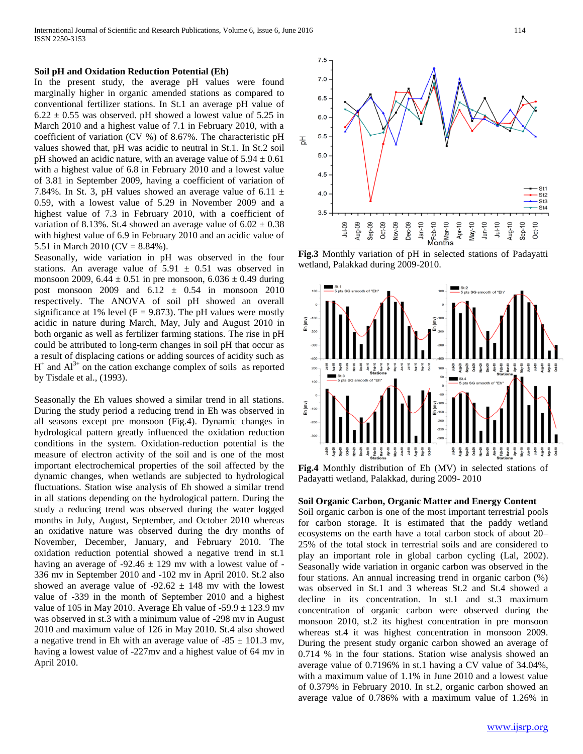### Soil pH and Oxidation Reduction Potential (Eh)

In the present study, the average pH values were found marginally higher in organic amended stations as compared to conventional fertilizer stations. In St.1 an average pH value of 6.22 ± 0.55 was observed. pH showed a lowest value of 5.25 in March 2010 and a highest value of 7.1 in February 2010, with a coefficient of variation (CV %) of 8.67%. The characteristic pH values showed that, pH was acidic to neutral in St.1. In St.2 soil pH showed an acidic nature, with an average value of 5.94 ± 0.61 with a highest value of 6.8 in February 2010 and a lowest value of 3.81 in September 2009, having a coefficient of variation of 7.84%. In St. 3, pH values showed an average value of 6.11 ± 0.59, with a lowest value of 5.29 in November 2009 and a highest value of 7.3 in February 2010, with a coefficient of variation of 8.13%. St.4 showed an average value of 6.02 ± 0.38 with highest value of 6.9 in February 2010 and an acidic value of 5.51 in March 2010 (CV = 8.84%).

Seasonally, wide variation in pH was observed in the four stations. An average value of 5.91 ± 0.51 was observed in monsoon 2009, 6.44 ± 0.51 in pre monsoon, 6.036 ± 0.49 during post monsoon 2009 and 6.12 ± 0.54 in monsoon 2010 respectively. The ANOVA of soil pH showed an overall significance at 1% level (F = 9.873). The pH values were mostly acidic in nature during March, May, July and August 2010 in both organic as well as fertilizer farming stations. The rise in pH could be attributed to long-term changes in soil pH that occur as a result of displacing cations or adding sources of acidity such as $H^+$ and $Al^{3+}$ on the cation exchange complex of soils as reported by Tisdale et al., (1993).

Seasonally the Eh values showed a similar trend in all stations. During the study period a reducing trend in Eh was observed in all seasons except pre monsoon (Fig.4). Dynamic changes in hydrological pattern greatly influenced the oxidation reduction conditions in the system. Oxidation-reduction potential is the measure of electron activity of the soil and is one of the most important electrochemical properties of the soil affected by the dynamic changes, when wetlands are subjected to hydrological fluctuations. Station wise analysis of Eh showed a similar trend in all stations depending on the hydrological pattern. During the study a reducing trend was observed during the water logged months in July, August, September, and October 2010 whereas an oxidative nature was observed during the dry months of November, December, January, and February 2010. The oxidation reduction potential showed a negative trend in st.1 having an average of -92.46 ± 129 mv with a lowest value of -336 mv in September 2010 and -102 mv in April 2010. St.2 also showed an average value of -92.62 ± 148 mv with the lowest value of -339 in the month of September 2010 and a highest value of 105 in May 2010. Average Eh value of -59.9 ± 123.9 mv was observed in st.3 with a minimum value of -298 mv in August 2010 and maximum value of 126 in May 2010. St.4 also showed a negative trend in Eh with an average value of -85 ± 101.3 mv, having a lowest value of -227mv and a highest value of 64 mv in April 2010.

pH
7.5
7.0
6.5
6.0
5.5
5.0
4.5
4.0
3.5
St1
St2
St3
St4
Jul-09 Aug-09 Sep-09 Oct-09 Nov-09 Dec-09 Jan-10 Feb-10 Mar-10 Apr-10 May-10 Jun-10 Jul-10 Aug-10 Sep-10 Oct-10
Months

**Fig.3** Monthly variation of pH in selected stations of Padayatti wetland, Palakkad during 2009-2010.

St.1
5 pts SG smooth of "Eh"
St.2
5 pts SG smooth of "Eh"
St.3
5 pts SG smooth of "Eh"
St.4
5 pts SG smooth of "Eh"
Eh (mv)
Stations

**Fig.4** Monthly distribution of Eh (MV) in selected stations of Padayatti wetland, Palakkad, during 2009- 2010

### Soil Organic Carbon, Organic Matter and Energy Content

Soil organic carbon is one of the most important terrestrial pools for carbon storage. It is estimated that the paddy wetland ecosystems on the earth have a total carbon stock of about 20–25% of the total stock in terrestrial soils and are considered to play an important role in global carbon cycling (Lal, 2002). Seasonally wide variation in organic carbon was observed in the four stations. An annual increasing trend in organic carbon (%) was observed in St.1 and 3 whereas St.2 and St.4 showed a decline in its concentration. In st.1 and st.3 maximum concentration of organic carbon were observed during the monsoon 2010, st.2 its highest concentration in pre monsoon whereas st.4 it was highest concentration in monsoon 2009. During the present study organic carbon showed an average of 0.714 % in the four stations. Station wise analysis showed an average value of 0.7196% in st.1 having a CV value of 34.04%, with a maximum value of 1.1% in June 2010 and a lowest value of 0.379% in February 2010. In st.2, organic carbon showed an average value of 0.786% with a maximum value of 1.26% in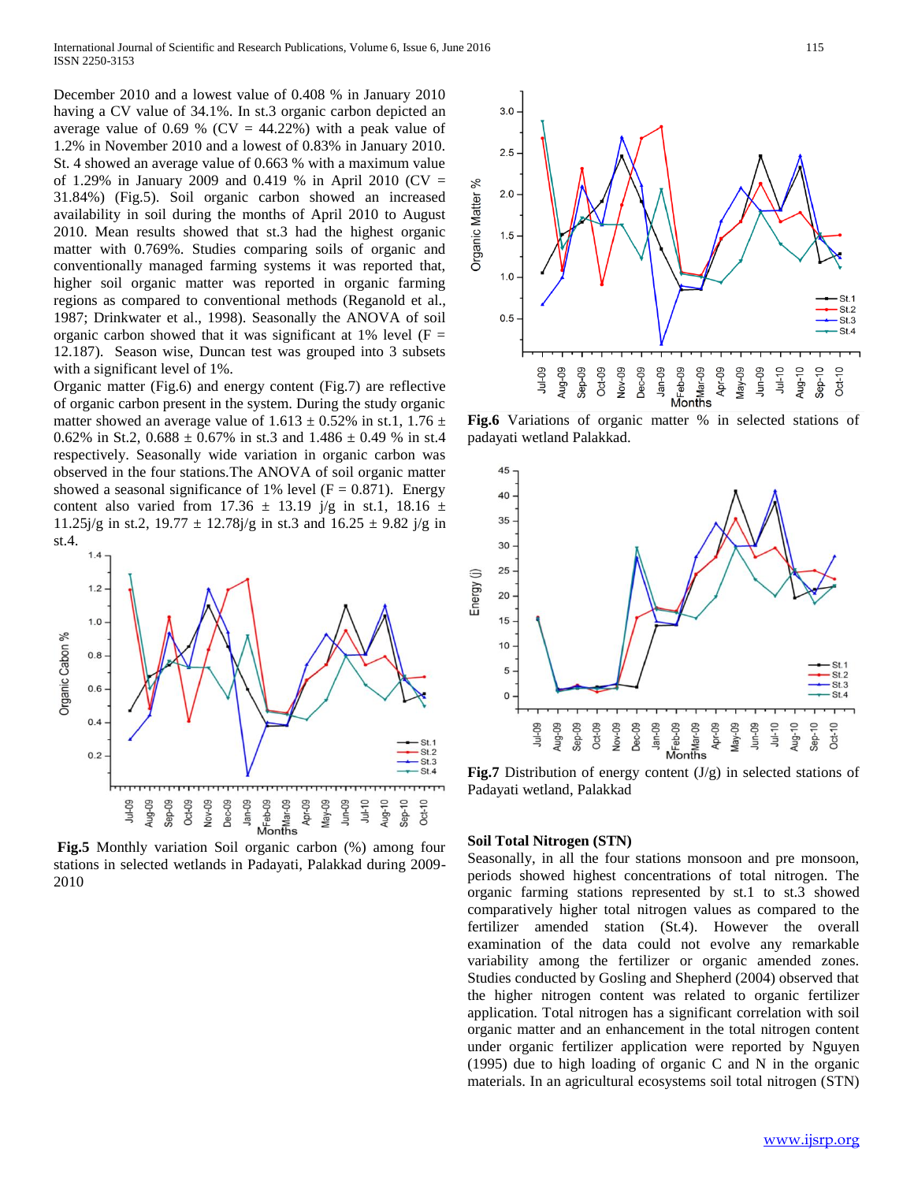December 2010 and a lowest value of 0.408 % in January 2010 having a CV value of 34.1%. In st.3 organic carbon depicted an average value of 0.69 % (CV = 44.22%) with a peak value of 1.2% in November 2010 and a lowest of 0.83% in January 2010. St. 4 showed an average value of 0.663 % with a maximum value of 1.29% in January 2009 and 0.419 % in April 2010 (CV = 31.84%) (Fig.5). Soil organic carbon showed an increased availability in soil during the months of April 2010 to August 2010. Mean results showed that st.3 had the highest organic matter with 0.769%. Studies comparing soils of organic and conventionally managed farming systems it was reported that, higher soil organic matter was reported in organic farming regions as compared to conventional methods (Reganold et al., 1987; Drinkwater et al., 1998). Seasonally the ANOVA of soil organic carbon showed that it was significant at 1% level (F = 12.187). Season wise, Duncan test was grouped into 3 subsets with a significant level of 1%.

Organic matter (Fig.6) and energy content (Fig.7) are reflective of organic carbon present in the system. During the study organic matter showed an average value of 1.613 ± 0.52% in st.1, 1.76 ± 0.62% in St.2, 0.688 ± 0.67% in st.3 and 1.486 ± 0.49 % in st.4 respectively. Seasonally wide variation in organic carbon was observed in the four stations.The ANOVA of soil organic matter showed a seasonal significance of 1% level (F = 0.871). Energy content also varied from 17.36 ± 13.19 j/g in st.1, 18.16 ± 11.25j/g in st.2, 19.77 ± 12.78j/g in st.3 and 16.25 ± 9.82 j/g in st.4.

Organic Cabon %
1.4
1.2
1.0
0.8
0.6
0.4
0.2
Jul-09 Aug-09 Sep-09 Oct-09 Nov-09 Dec-09 Jan-09 Feb-09 Mar-09 Apr-09 May-09 Jun-09 Jul-10 Aug-10 Sep-10 Oct-10
Months
St.1
St.2
St.3
St.4

**Fig.5** Monthly variation Soil organic carbon (%) among four stations in selected wetlands in Padayati, Palakkad during 2009-2010

Organic Matter %
3.0
2.5
2.0
1.5
1.0
0.5
Jul-09 Aug-09 Sep-09 Oct-09 Nov-09 Dec-09 Jan-09 Feb-09 Mar-09 Apr-09 May-09 Jun-09 Jul-10 Aug-10 Sep-10 Oct-10
Months
St.1
St.2
St.3
St.4

**Fig.6** Variations of organic matter % in selected stations of padayati wetland Palakkad.

Energy (J)
45
40
35
30
25
20
15
10
5
0
Jul-09 Aug-09 Sep-09 Oct-09 Nov-09 Dec-09 Jan-09 Feb-09 Mar-09 Apr-09 May-09 Jun-09 Jul-10 Aug-10 Sep-10 Oct-10
Months
St.1
St.2
St.3
St.4

**Fig.7** Distribution of energy content (J/g) in selected stations of Padayati wetland, Palakkad

**Soil Total Nitrogen (STN)**

Seasonally, in all the four stations monsoon and pre monsoon, periods showed highest concentrations of total nitrogen. The organic farming stations represented by st.1 to st.3 showed comparatively higher total nitrogen values as compared to the fertilizer amended station (St.4). However the overall examination of the data could not evolve any remarkable variability among the fertilizer or organic amended zones. Studies conducted by Gosling and Shepherd (2004) observed that the higher nitrogen content was related to organic fertilizer application. Total nitrogen has a significant correlation with soil organic matter and an enhancement in the total nitrogen content under organic fertilizer application were reported by Nguyen (1995) due to high loading of organic C and N in the organic materials. In an agricultural ecosystems soil total nitrogen (STN)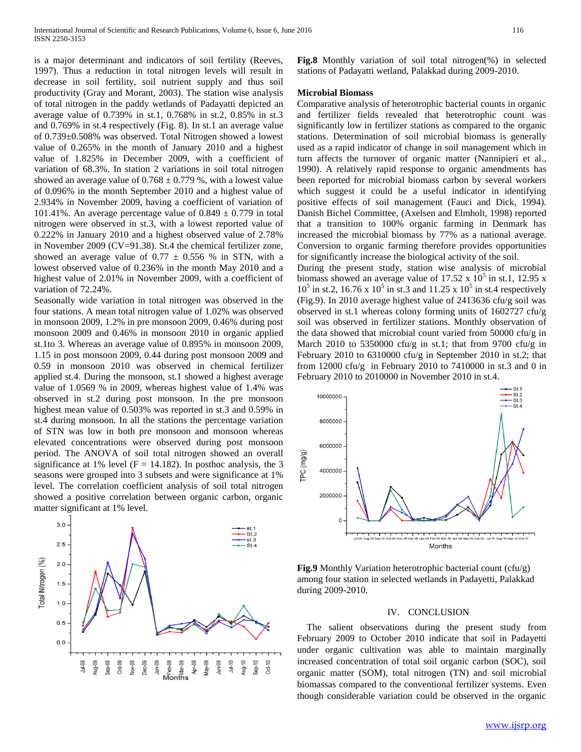is a major determinant and indicators of soil fertility (Reeves, 1997). Thus a reduction in total nitrogen levels will result in decrease in soil fertility, soil nutrient supply and thus soil productivity (Gray and Morant, 2003). The station wise analysis of total nitrogen in the paddy wetlands of Padayatti depicted an average value of 0.739% in st.1, 0.768% in st.2, 0.85% in st.3 and 0.769% in st.4 respectively (Fig. 8). In st.1 an average value of 0.739±0.508% was observed. Total Nitrogen showed a lowest value of 0.265% in the month of January 2010 and a highest value of 1.825% in December 2009, with a coefficient of variation of 68.3%. In station 2 variations in soil total nitrogen showed an average value of 0.768 ± 0.779 %, with a lowest value of 0.096% in the month September 2010 and a highest value of 2.934% in November 2009, having a coefficient of variation of 101.41%. An average percentage value of 0.849 ± 0.779 in total nitrogen were observed in st.3, with a lowest reported value of 0.222% in January 2010 and a highest observed value of 2.78% in November 2009 (CV=91.38). St.4 the chemical fertilizer zone, showed an average value of 0.77 ± 0.556 % in STN, with a lowest observed value of 0.236% in the month May 2010 and a highest value of 2.01% in November 2009, with a coefficient of variation of 72.24%.

Seasonally wide variation in total nitrogen was observed in the four stations. A mean total nitrogen value of 1.02% was observed in monsoon 2009, 1.2% in pre monsoon 2009, 0.46% during post monsoon 2009 and 0.46% in monsoon 2010 in organic applied st.1to 3. Whereas an average value of 0.895% in monsoon 2009, 1.15 in post monsoon 2009, 0.44 during post monsoon 2009 and 0.59 in monsoon 2010 was observed in chemical fertilizer applied st.4. During the monsoon, st.1 showed a highest average value of 1.0569 % in 2009, whereas highest value of 1.4% was observed in st.2 during post monsoon. In the pre monsoon highest mean value of 0.503% was reported in st.3 and 0.59% in st.4 during monsoon. In all the stations the percentage variation of STN was low in both pre monsoon and monsoon whereas elevated concentrations were observed during post monsoon period. The ANOVA of soil total nitrogen showed an overall significance at 1% level (F = 14.182). In posthoc analysis, the 3 seasons were grouped into 3 subsets and were significance at 1% level. The correlation coefficient analysis of soil total nitrogen showed a positive correlation between organic carbon, organic matter significant at 1% level.

Total Nitrogen (%)
3.0
2.5
2.0
1.5
1.0
0.5
0.0
st.1
St.2
st.3
St.4
Jul-09 Aug-09 Sep-09 Oct-09 Nov-09 Dec-09 Jan-09 Feb-09 Mar-09 Apr-09 May-09 Jun-09 Jul-10 Aug-10 Sep-10 Oct-10
Months

**Fig.8** Monthly variation of soil total nitrogen(%) in selected stations of Padayatti wetland, Palakkad during 2009-2010.

**Microbial Biomass**

Comparative analysis of heterotrophic bacterial counts in organic and fertilizer fields revealed that heterotrophic count was significantly low in fertilizer stations as compared to the organic stations. Determination of soil microbial biomass is generally used as a rapid indicator of change in soil management which in turn affects the turnover of organic matter (Nannipieri et al., 1990). A relatively rapid response to organic amendments has been reported for microbial biomass carbon by several workers which suggest it could be a useful indicator in identifying positive effects of soil management (Fauci and Dick, 1994). Danish Bichel Committee, (Axelsen and Elmholt, 1998) reported that a transition to 100% organic farming in Denmark has increased the microbial biomass by 77% as a national average. Conversion to organic farming therefore provides opportunities for significantly increase the biological activity of the soil.

During the present study, station wise analysis of microbial biomass showed an average value of 17.52 x $10^5$ in st.1, 12.95 x $10^5$ in st.2, 16.76 x $10^5$ in st.3 and 11.25 x $10^5$ in st.4 respectively (Fig.9). In 2010 average highest value of 2413636 cfu/g soil was observed in st.1 whereas colony forming units of 1602727 cfu/g soil was observed in fertilizer stations. Monthly observation of the data showed that microbial count varied from 50000 cfu/g in March 2010 to 5350000 cfu/g in st.1; that from 9700 cfu/g in February 2010 to 6310000 cfu/g in September 2010 in st.2; that from 12000 cfu/g in February 2010 to 7410000 in st.3 and 0 in February 2010 to 2010000 in November 2010 in st.4.

TPC (mg/g)
10000000
8000000
6000000
4000000
2000000
0
St.1
St.2
St.3
St.4
Jul-09 Aug-09 Sep-09 Oct-09 Nov-09 Dec-09 Jan-09 Feb-09 Mar-09 Apr-09 May-09 Jun-09 Jul-10 Aug-10 Sep-10 Oct-10
Months

**Fig.9** Monthly Variation heterotrophic bacterial count (cfu/g) among four station in selected wetlands in Padayetti, Palakkad during 2009-2010.

## IV. CONCLUSION

The salient observations during the present study from February 2009 to October 2010 indicate that soil in Padayatti under organic cultivation was able to maintain marginally increased concentration of total soil organic carbon (SOC), soil organic matter (SOM), total nitrogen (TN) and soil microbial biomassas compared to the conventional fertilizer systems. Even though considerable variation could be observed in the organic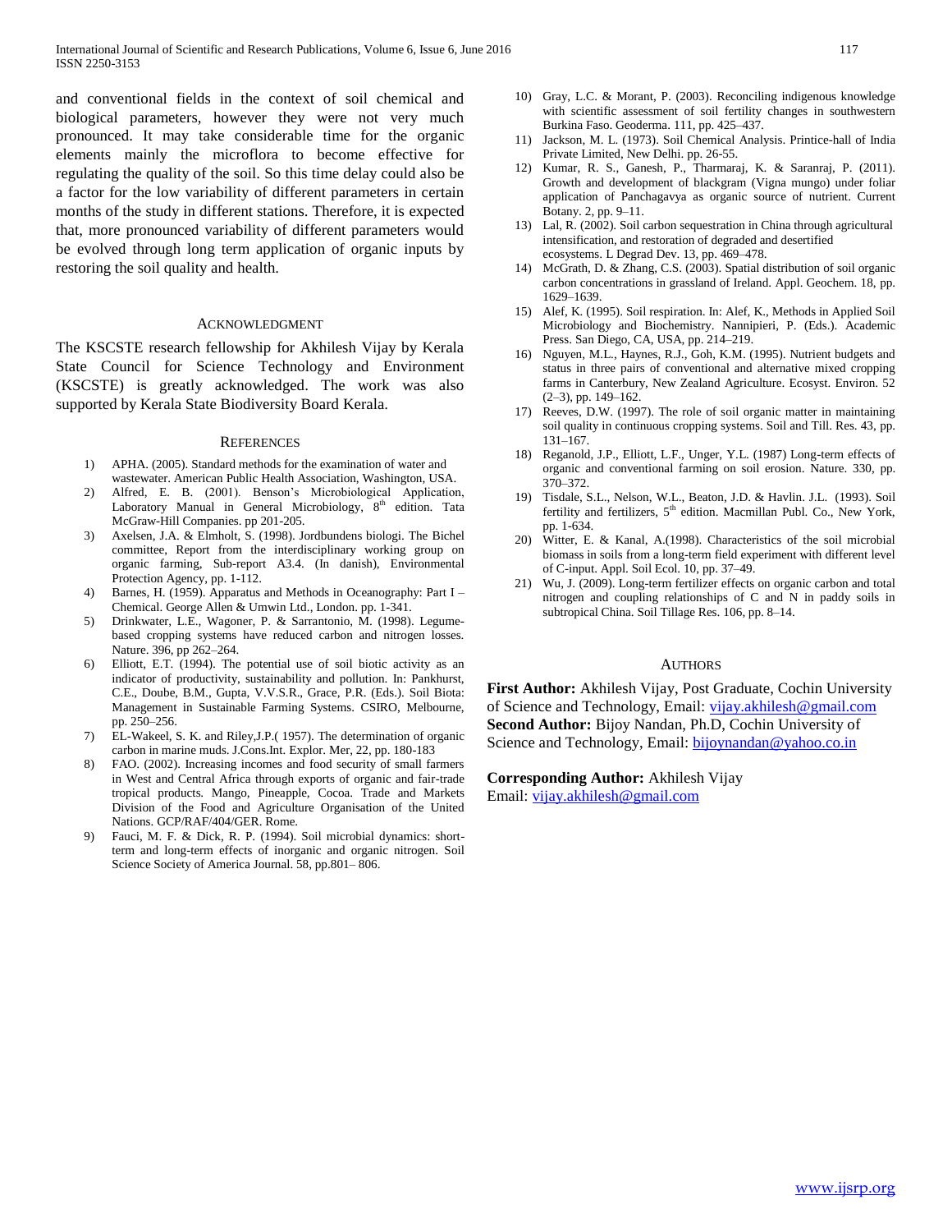and conventional fields in the context of soil chemical and biological parameters, however they were not very much pronounced. It may take considerable time for the organic elements mainly the microflora to become effective for regulating the quality of the soil. So this time delay could also be a factor for the low variability of different parameters in certain months of the study in different stations. Therefore, it is expected that, more pronounced variability of different parameters would be evolved through long term application of organic inputs by restoring the soil quality and health.

## ACKNOWLEDGMENT

The KSCSTE research fellowship for Akhilesh Vijay by Kerala State Council for Science Technology and Environment (KSCSTE) is greatly acknowledged. The work was also supported by Kerala State Biodiversity Board Kerala.

## REFERENCES

1) APHA. (2005). Standard methods for the examination of water and wastewater. American Public Health Association, Washington, USA.
2) Alfred, E. B. (2001). Benson's Microbiological Application, Laboratory Manual in General Microbiology, 8th edition. Tata McGraw-Hill Companies. pp 201-205.
3) Axelsen, J.A. & Elmholt, S. (1998). Jordbundens biologi. The Bichel committee, Report from the interdisciplinary working group on organic farming, Sub-report A3.4. (In danish), Environmental Protection Agency, pp. 1-112.
4) Barnes, H. (1959). Apparatus and Methods in Oceanography: Part I – Chemical. George Allen & Umwin Ltd., London. pp. 1-341.
5) Drinkwater, L.E., Wagoner, P. & Sarrantonio, M. (1998). Legume-based cropping systems have reduced carbon and nitrogen losses. Nature. 396, pp 262–264.
6) Elliott, E.T. (1994). The potential use of soil biotic activity as an indicator of productivity, sustainability and pollution. In: Pankhurst, C.E., Doube, B.M., Gupta, V.V.S.R., Grace, P.R. (Eds.). Soil Biota: Management in Sustainable Farming Systems. CSIRO, Melbourne, pp. 250–256.
7) EL-Wakeel, S. K. and Riley,J.P.( 1957). The determination of organic carbon in marine muds. J.Cons.Int. Explor. Mer, 22, pp. 180-183
8) FAO. (2002). Increasing incomes and food security of small farmers in West and Central Africa through exports of organic and fair-trade tropical products. Mango, Pineapple, Cocoa. Trade and Markets Division of the Food and Agriculture Organisation of the United Nations. GCP/RAF/404/GER. Rome.
9) Fauci, M. F. & Dick, R. P. (1994). Soil microbial dynamics: short-term and long-term effects of inorganic and organic nitrogen. Soil Science Society of America Journal. 58, pp.801– 806.
10) Gray, L.C. & Morant, P. (2003). Reconciling indigenous knowledge with scientific assessment of soil fertility changes in southwestern Burkina Faso. Geoderma. 111, pp. 425–437.
11) Jackson, M. L. (1973). Soil Chemical Analysis. Printice-hall of India Private Limited, New Delhi. pp. 26-55.
12) Kumar, R. S., Ganesh, P., Tharmaraj, K. & Saranraj, P. (2011). Growth and development of blackgram (Vigna mungo) under foliar application of Panchagavya as organic source of nutrient. Current Botany. 2, pp. 9–11.
13) Lal, R. (2002). Soil carbon sequestration in China through agricultural intensification, and restoration of degraded and desertified ecosystems. L Degrad Dev. 13, pp. 469–478.
14) McGrath, D. & Zhang, C.S. (2003). Spatial distribution of soil organic carbon concentrations in grassland of Ireland. Appl. Geochem. 18, pp. 1629–1639.
15) Alef, K. (1995). Soil respiration. In: Alef, K., Methods in Applied Soil Microbiology and Biochemistry. Nannipieri, P. (Eds.). Academic Press. San Diego, CA, USA, pp. 214–219.
16) Nguyen, M.L., Haynes, R.J., Goh, K.M. (1995). Nutrient budgets and status in three pairs of conventional and alternative mixed cropping farms in Canterbury, New Zealand Agriculture. Ecosyst. Environ. 52 (2–3), pp. 149–162.
17) Reeves, D.W. (1997). The role of soil organic matter in maintaining soil quality in continuous cropping systems. Soil and Till. Res. 43, pp. 131–167.
18) Reganold, J.P., Elliott, L.F., Unger, Y.L. (1987) Long-term effects of organic and conventional farming on soil erosion. Nature. 330, pp. 370–372.
19) Tisdale, S.L., Nelson, W.L., Beaton, J.D. & Havlin. J.L. (1993). Soil fertility and fertilizers, 5th edition. Macmillan Publ. Co., New York, pp. 1-634.
20) Witter, E. & Kanal, A.(1998). Characteristics of the soil microbial biomass in soils from a long-term field experiment with different level of C-input. Appl. Soil Ecol. 10, pp. 37–49.
21) Wu, J. (2009). Long-term fertilizer effects on organic carbon and total nitrogen and coupling relationships of C and N in paddy soils in subtropical China. Soil Tillage Res. 106, pp. 8–14.

## AUTHORS

**First Author:** Akhilesh Vijay, Post Graduate, Cochin University of Science and Technology, Email: vijay.akhilesh@gmail.com
**Second Author:** Bijoy Nandan, Ph.D, Cochin University of Science and Technology, Email: bijoynandan@yahoo.co.in

**Corresponding Author:** Akhilesh Vijay
Email: vijay.akhilesh@gmail.com